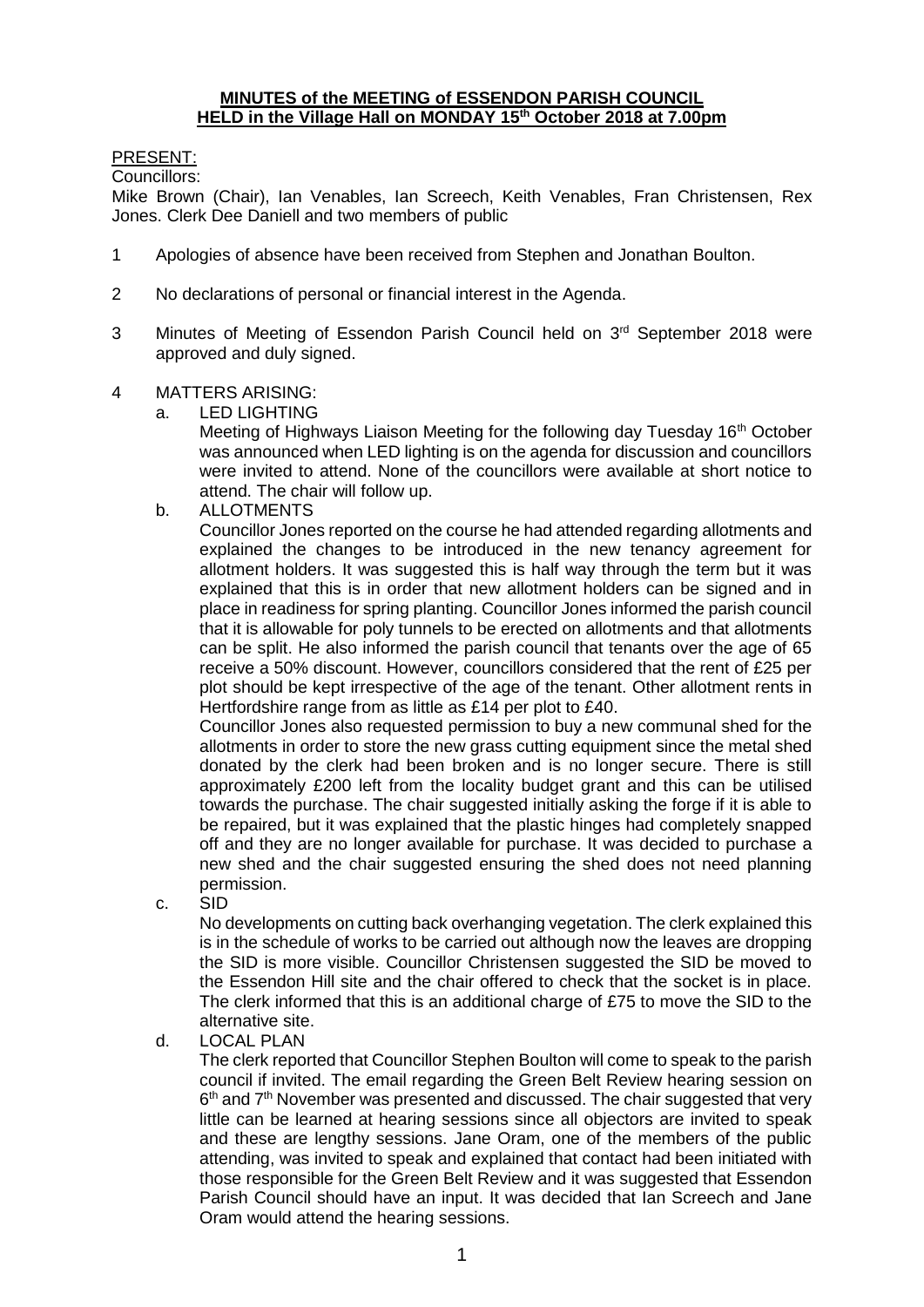# MINUTES of the MEETING of ESSENDON PARISH COUNCIL HELD in the Village Hall on MONDAY 15th October 2018 at 7.00pm

PRESENT:

Councillors:

Mike Brown (Chair), Ian Venables, Ian Screech, Keith Venables, Fran Christensen, Rex Jones. Clerk Dee Daniell and two members of public

1. Apologies of absence have been received from Stephen and Jonathan Boulton.

2. No declarations of personal or financial interest in the Agenda.

3. Minutes of Meeting of Essendon Parish Council held on 3rd September 2018 were approved and duly signed.

4. MATTERS ARISING:

   a. LED LIGHTING

      Meeting of Highways Liaison Meeting for the following day Tuesday 16th October was announced when LED lighting is on the agenda for discussion and councillors were invited to attend. None of the councillors were available at short notice to attend. The chair will follow up.

   b. ALLOTMENTS

      Councillor Jones reported on the course he had attended regarding allotments and explained the changes to be introduced in the new tenancy agreement for allotment holders. It was suggested this is half way through the term but it was explained that this is in order that new allotment holders can be signed and in place in readiness for spring planting. Councillor Jones informed the parish council that it is allowable for poly tunnels to be erected on allotments and that allotments can be split. He also informed the parish council that tenants over the age of 65 receive a 50% discount. However, councillors considered that the rent of £25 per plot should be kept irrespective of the age of the tenant. Other allotment rents in Hertfordshire range from as little as £14 per plot to £40.

      Councillor Jones also requested permission to buy a new communal shed for the allotments in order to store the new grass cutting equipment since the metal shed donated by the clerk had been broken and is no longer secure. There is still approximately £200 left from the locality budget grant and this can be utilised towards the purchase. The chair suggested initially asking the forge if it is able to be repaired, but it was explained that the plastic hinges had completely snapped off and they are no longer available for purchase. It was decided to purchase a new shed and the chair suggested ensuring the shed does not need planning permission.

   c. SID

      No developments on cutting back overhanging vegetation. The clerk explained this is in the schedule of works to be carried out although now the leaves are dropping the SID is more visible. Councillor Christensen suggested the SID be moved to the Essendon Hill site and the chair offered to check that the socket is in place. The clerk informed that this is an additional charge of £75 to move the SID to the alternative site.

   d. LOCAL PLAN

      The clerk reported that Councillor Stephen Boulton will come to speak to the parish council if invited. The email regarding the Green Belt Review hearing session on 6th and 7th November was presented and discussed. The chair suggested that very little can be learned at hearing sessions since all objectors are invited to speak and these are lengthy sessions. Jane Oram, one of the members of the public attending, was invited to speak and explained that contact had been initiated with those responsible for the Green Belt Review and it was suggested that Essendon Parish Council should have an input. It was decided that Ian Screech and Jane Oram would attend the hearing sessions.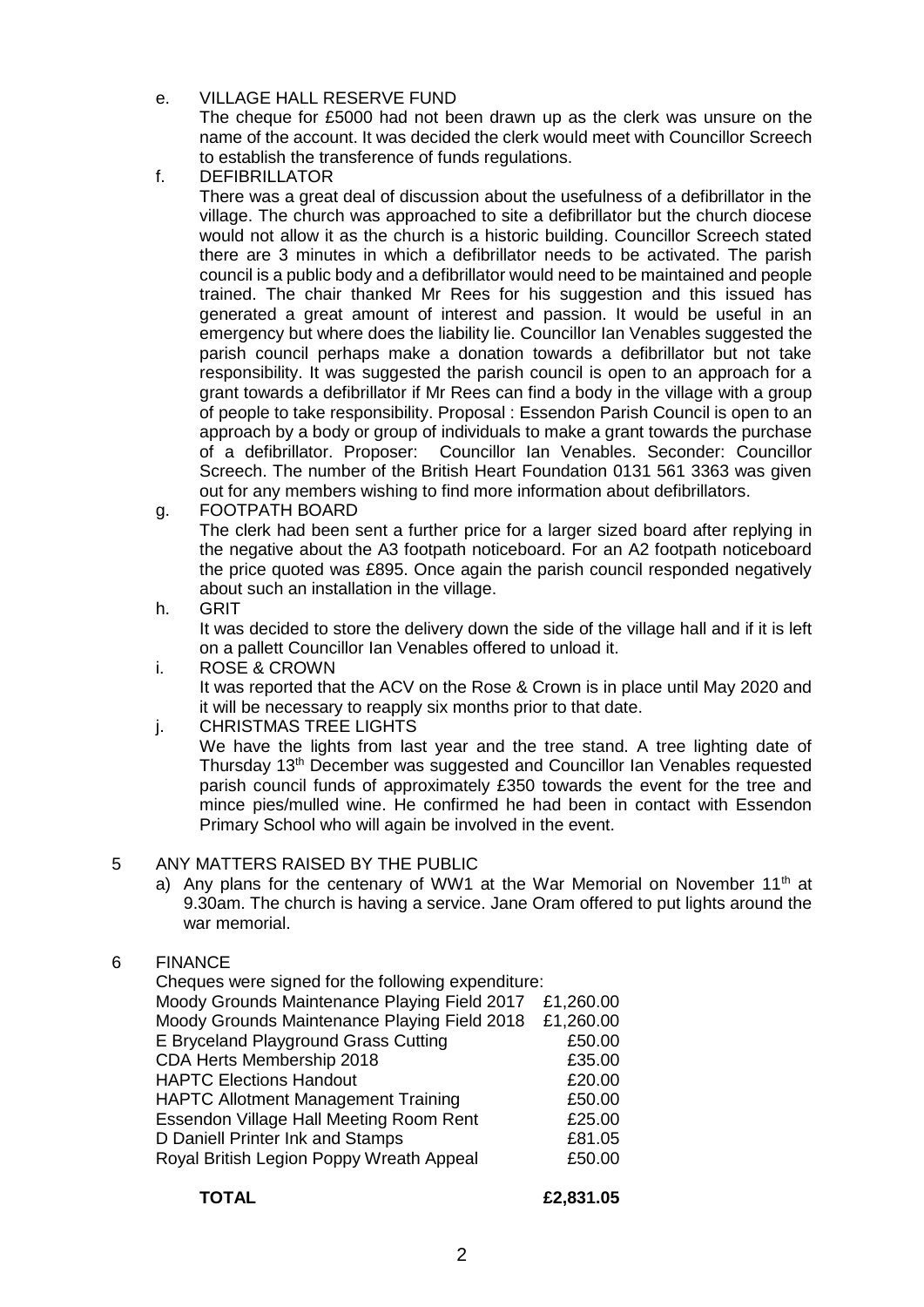e. VILLAGE HALL RESERVE FUND

   The cheque for £5000 had not been drawn up as the clerk was unsure on the name of the account. It was decided the clerk would meet with Councillor Screech to establish the transference of funds regulations.

f. DEFIBRILLATOR

   There was a great deal of discussion about the usefulness of a defibrillator in the village. The church was approached to site a defibrillator but the church diocese would not allow it as the church is a historic building. Councillor Screech stated there are 3 minutes in which a defibrillator needs to be activated. The parish council is a public body and a defibrillator would need to be maintained and people trained. The chair thanked Mr Rees for his suggestion and this issued has generated a great amount of interest and passion. It would be useful in an emergency but where does the liability lie. Councillor Ian Venables suggested the parish council perhaps make a donation towards a defibrillator but not take responsibility. It was suggested the parish council is open to an approach for a grant towards a defibrillator if Mr Rees can find a body in the village with a group of people to take responsibility. Proposal : Essendon Parish Council is open to an approach by a body or group of individuals to make a grant towards the purchase of a defibrillator. Proposer: Councillor Ian Venables. Seconder: Councillor Screech. The number of the British Heart Foundation 0131 561 3363 was given out for any members wishing to find more information about defibrillators.

g. FOOTPATH BOARD

   The clerk had been sent a further price for a larger sized board after replying in the negative about the A3 footpath noticeboard. For an A2 footpath noticeboard the price quoted was £895. Once again the parish council responded negatively about such an installation in the village.

h. GRIT

   It was decided to store the delivery down the side of the village hall and if it is left on a pallett Councillor Ian Venables offered to unload it.

i. ROSE & CROWN

   It was reported that the ACV on the Rose & Crown is in place until May 2020 and it will be necessary to reapply six months prior to that date.

j. CHRISTMAS TREE LIGHTS

   We have the lights from last year and the tree stand. A tree lighting date of Thursday 13th December was suggested and Councillor Ian Venables requested parish council funds of approximately £350 towards the event for the tree and mince pies/mulled wine. He confirmed he had been in contact with Essendon Primary School who will again be involved in the event.

5 ANY MATTERS RAISED BY THE PUBLIC

   a) Any plans for the centenary of WW1 at the War Memorial on November 11th at 9.30am. The church is having a service. Jane Oram offered to put lights around the war memorial.

6 FINANCE

Cheques were signed for the following expenditure:

| | |
|---|---|
| Moody Grounds Maintenance Playing Field 2017 | £1,260.00 |
| Moody Grounds Maintenance Playing Field 2018 | £1,260.00 |
| E Bryceland Playground Grass Cutting | £50.00 |
| CDA Herts Membership 2018 | £35.00 |
| HAPTC Elections Handout | £20.00 |
| HAPTC Allotment Management Training | £50.00 |
| Essendon Village Hall Meeting Room Rent | £25.00 |
| D Daniell Printer Ink and Stamps | £81.05 |
| Royal British Legion Poppy Wreath Appeal | £50.00 |
| **TOTAL** | **£2,831.05** |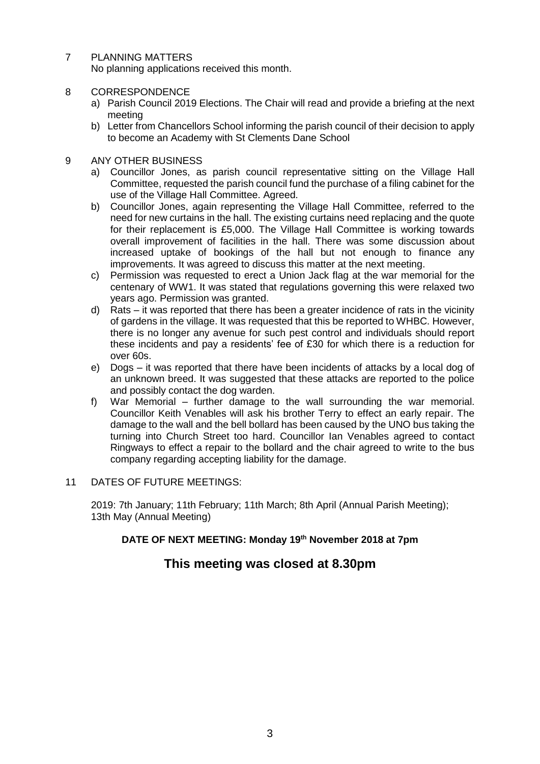## 7 PLANNING MATTERS

No planning applications received this month.

## 8 CORRESPONDENCE

a) Parish Council 2019 Elections. The Chair will read and provide a briefing at the next meeting

b) Letter from Chancellors School informing the parish council of their decision to apply to become an Academy with St Clements Dane School

## 9 ANY OTHER BUSINESS

a) Councillor Jones, as parish council representative sitting on the Village Hall Committee, requested the parish council fund the purchase of a filing cabinet for the use of the Village Hall Committee. Agreed.

b) Councillor Jones, again representing the Village Hall Committee, referred to the need for new curtains in the hall. The existing curtains need replacing and the quote for their replacement is £5,000. The Village Hall Committee is working towards overall improvement of facilities in the hall. There was some discussion about increased uptake of bookings of the hall but not enough to finance any improvements. It was agreed to discuss this matter at the next meeting.

c) Permission was requested to erect a Union Jack flag at the war memorial for the centenary of WW1. It was stated that regulations governing this were relaxed two years ago. Permission was granted.

d) Rats – it was reported that there has been a greater incidence of rats in the vicinity of gardens in the village. It was requested that this be reported to WHBC. However, there is no longer any avenue for such pest control and individuals should report these incidents and pay a residents' fee of £30 for which there is a reduction for over 60s.

e) Dogs – it was reported that there have been incidents of attacks by a local dog of an unknown breed. It was suggested that these attacks are reported to the police and possibly contact the dog warden.

f) War Memorial – further damage to the wall surrounding the war memorial. Councillor Keith Venables will ask his brother Terry to effect an early repair. The damage to the wall and the bell bollard has been caused by the UNO bus taking the turning into Church Street too hard. Councillor Ian Venables agreed to contact Ringways to effect a repair to the bollard and the chair agreed to write to the bus company regarding accepting liability for the damage.

## 11 DATES OF FUTURE MEETINGS:

2019: 7th January; 11th February; 11th March; 8th April (Annual Parish Meeting); 13th May (Annual Meeting)

**DATE OF NEXT MEETING: Monday 19th November 2018 at 7pm**

## This meeting was closed at 8.30pm